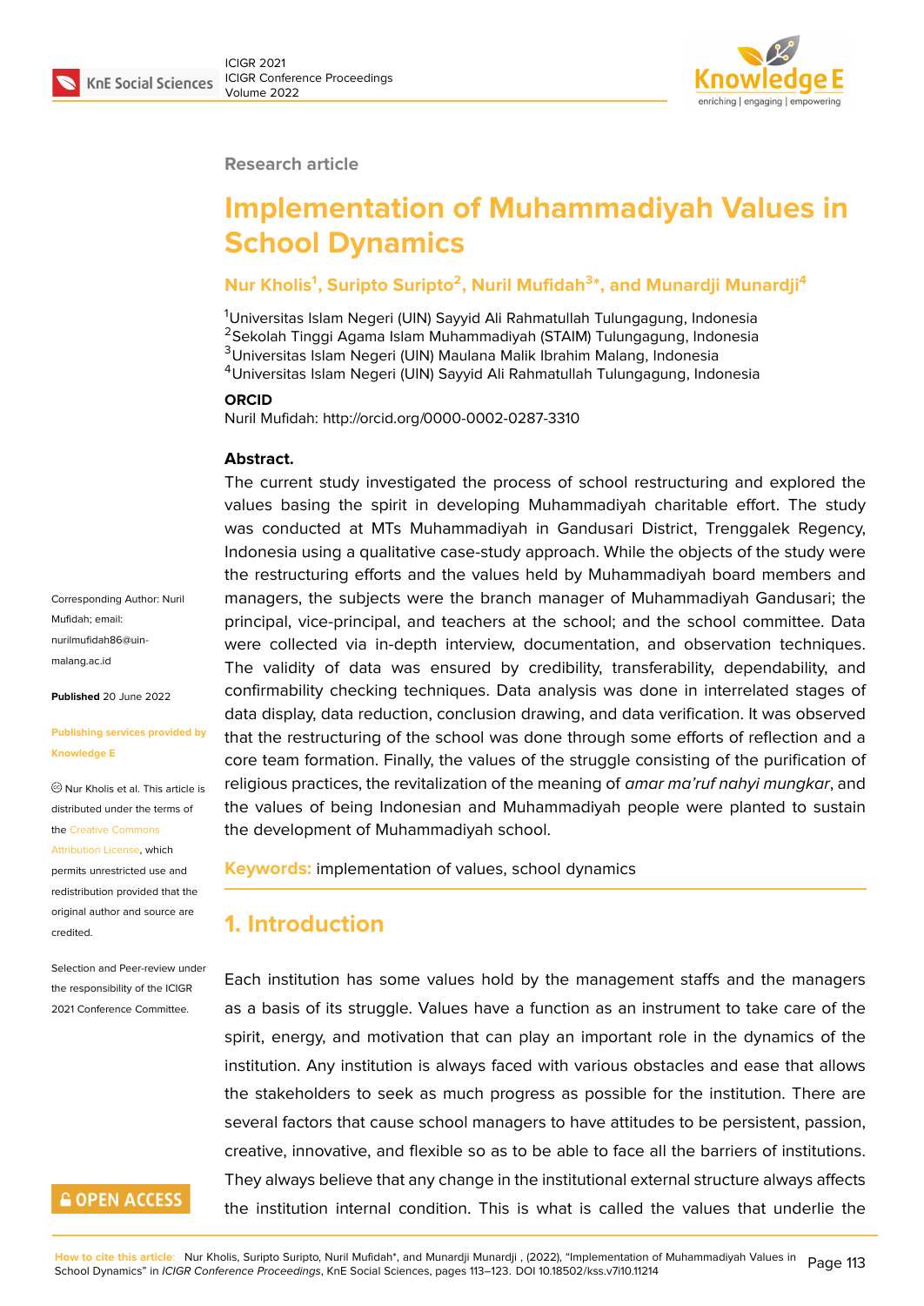Research article

# Implementation of Muhammadiyah Values in School Dynamics

**Nur Kholis[1], Suripto Suripto[2], Nuril Mufidah[3]*, and Munardji Munardji[4]**

[1]Universitas Islam Negeri (UIN) Sayyid Ali Rahmatullah Tulungagung, Indonesia
[2]Sekolah Tinggi Agama Islam Muhammadiyah (STAIM) Tulungagung, Indonesia
[3]Universitas Islam Negeri (UIN) Maulana Malik Ibrahim Malang, Indonesia
[4]Universitas Islam Negeri (UIN) Sayyid Ali Rahmatullah Tulungagung, Indonesia

**ORCID**

Nuril Mufidah: http://orcid.org/0000-0002-0287-3310

Corresponding Author: Nuril Mufidah; email: nurilmufidah86@uin-malang.ac.id

**Published** 20 June 2022

**Publishing services provided by Knowledge E**

© Nur Kholis et al. This article is distributed under the terms of the Creative Commons Attribution License, which permits unrestricted use and redistribution provided that the original author and source are credited.

Selection and Peer-review under the responsibility of the ICIGR 2021 Conference Committee.

**Abstract.**

The current study investigated the process of school restructuring and explored the values basing the spirit in developing Muhammadiyah charitable effort. The study was conducted at MTs Muhammadiyah in Gandusari District, Trenggalek Regency, Indonesia using a qualitative case-study approach. While the objects of the study were the restructuring efforts and the values held by Muhammadiyah board members and managers, the subjects were the branch manager of Muhammadiyah Gandusari; the principal, vice-principal, and teachers at the school; and the school committee. Data were collected via in-depth interview, documentation, and observation techniques. The validity of data was ensured by credibility, transferability, dependability, and confirmability checking techniques. Data analysis was done in interrelated stages of data display, data reduction, conclusion drawing, and data verification. It was observed that the restructuring of the school was done through some efforts of reflection and a core team formation. Finally, the values of the struggle consisting of the purification of religious practices, the revitalization of the meaning of *amar ma'ruf nahyi mungkar*, and the values of being Indonesian and Muhammadiyah people were planted to sustain the development of Muhammadiyah school.

**Keywords:** implementation of values, school dynamics

## 1. Introduction

Each institution has some values hold by the management staffs and the managers as a basis of its struggle. Values have a function as an instrument to take care of the spirit, energy, and motivation that can play an important role in the dynamics of the institution. Any institution is always faced with various obstacles and ease that allows the stakeholders to seek as much progress as possible for the institution. There are several factors that cause school managers to have attitudes to be persistent, passion, creative, innovative, and flexible so as to be able to face all the barriers of institutions. They always believe that any change in the institutional external structure always affects the institution internal condition. This is what is called the values that underlie the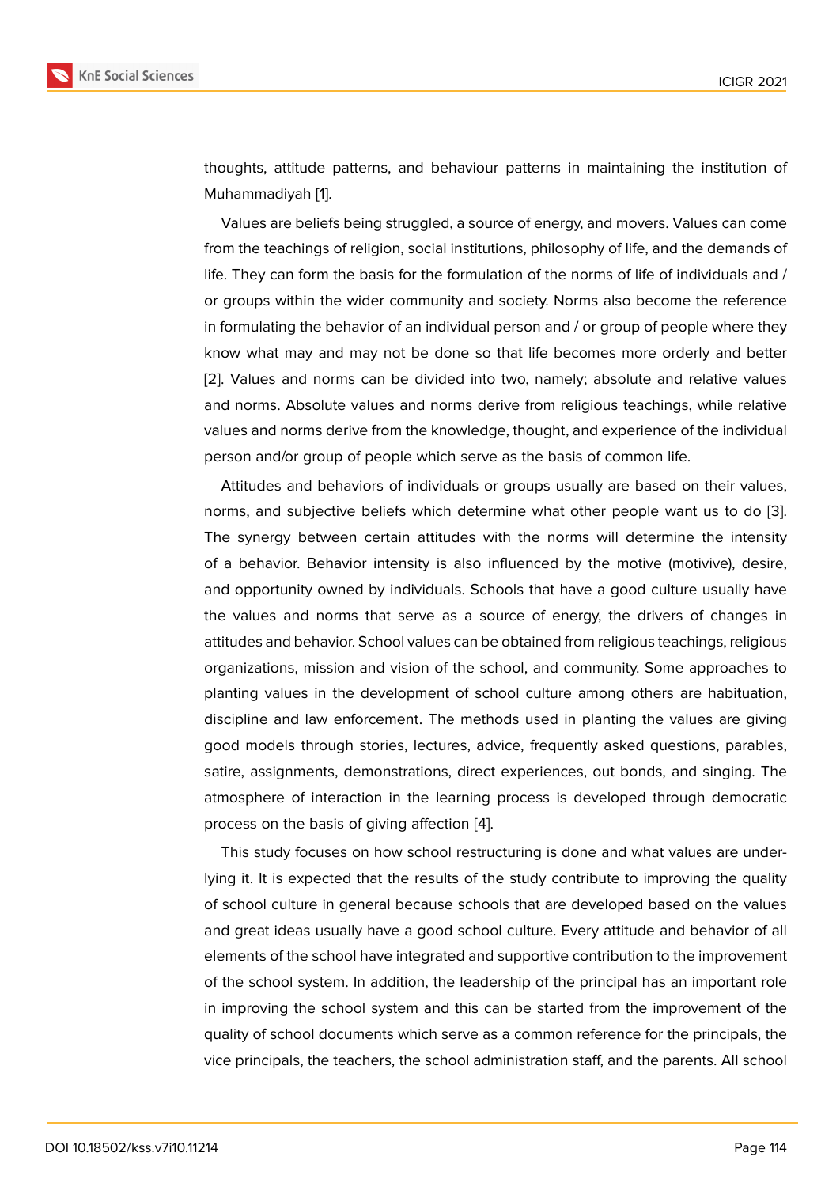thoughts, attitude patterns, and behaviour patterns in maintaining the institution of Muhammadiyah [1].

Values are beliefs being struggled, a source of energy, and movers. Values can come from the teachings of religion, social institutions, philosophy of life, and the demands of life. They can form the basis for the formulation of the norms of life of individuals and / or groups within the wider community and society. Norms also become the reference in formulating the behavior of an individual person and / or group of people where they know what may and may not be done so that life becomes more orderly and better [2]. Values and norms can be divided into two, namely; absolute and relative values and norms. Absolute values and norms derive from religious teachings, while relative values and norms derive from the knowledge, thought, and experience of the individual person and/or group of people which serve as the basis of common life.

Attitudes and behaviors of individuals or groups usually are based on their values, norms, and subjective beliefs which determine what other people want us to do [3]. The synergy between certain attitudes with the norms will determine the intensity of a behavior. Behavior intensity is also influenced by the motive (motivive), desire, and opportunity owned by individuals. Schools that have a good culture usually have the values and norms that serve as a source of energy, the drivers of changes in attitudes and behavior. School values can be obtained from religious teachings, religious organizations, mission and vision of the school, and community. Some approaches to planting values in the development of school culture among others are habituation, discipline and law enforcement. The methods used in planting the values are giving good models through stories, lectures, advice, frequently asked questions, parables, satire, assignments, demonstrations, direct experiences, out bonds, and singing. The atmosphere of interaction in the learning process is developed through democratic process on the basis of giving affection [4].

This study focuses on how school restructuring is done and what values are underlying it. It is expected that the results of the study contribute to improving the quality of school culture in general because schools that are developed based on the values and great ideas usually have a good school culture. Every attitude and behavior of all elements of the school have integrated and supportive contribution to the improvement of the school system. In addition, the leadership of the principal has an important role in improving the school system and this can be started from the improvement of the quality of school documents which serve as a common reference for the principals, the vice principals, the teachers, the school administration staff, and the parents. All school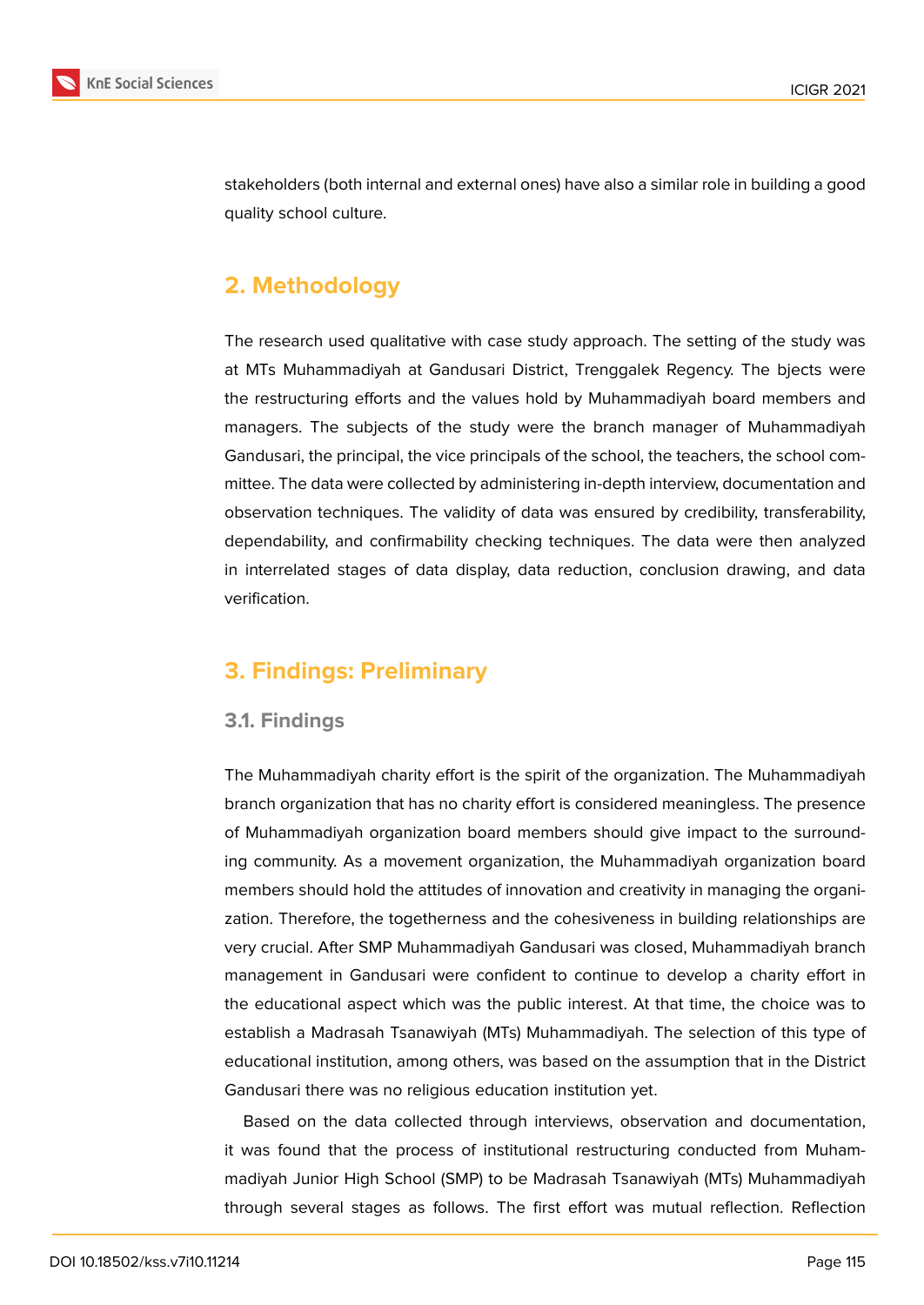stakeholders (both internal and external ones) have also a similar role in building a good quality school culture.

## 2. Methodology

The research used qualitative with case study approach. The setting of the study was at MTs Muhammadiyah at Gandusari District, Trenggalek Regency. The bjects were the restructuring efforts and the values hold by Muhammadiyah board members and managers. The subjects of the study were the branch manager of Muhammadiyah Gandusari, the principal, the vice principals of the school, the teachers, the school committee. The data were collected by administering in-depth interview, documentation and observation techniques. The validity of data was ensured by credibility, transferability, dependability, and confirmability checking techniques. The data were then analyzed in interrelated stages of data display, data reduction, conclusion drawing, and data verification.

## 3. Findings: Preliminary

### 3.1. Findings

The Muhammadiyah charity effort is the spirit of the organization. The Muhammadiyah branch organization that has no charity effort is considered meaningless. The presence of Muhammadiyah organization board members should give impact to the surrounding community. As a movement organization, the Muhammadiyah organization board members should hold the attitudes of innovation and creativity in managing the organization. Therefore, the togetherness and the cohesiveness in building relationships are very crucial. After SMP Muhammadiyah Gandusari was closed, Muhammadiyah branch management in Gandusari were confident to continue to develop a charity effort in the educational aspect which was the public interest. At that time, the choice was to establish a Madrasah Tsanawiyah (MTs) Muhammadiyah. The selection of this type of educational institution, among others, was based on the assumption that in the District Gandusari there was no religious education institution yet.

Based on the data collected through interviews, observation and documentation, it was found that the process of institutional restructuring conducted from Muhammadiyah Junior High School (SMP) to be Madrasah Tsanawiyah (MTs) Muhammadiyah through several stages as follows. The first effort was mutual reflection. Reflection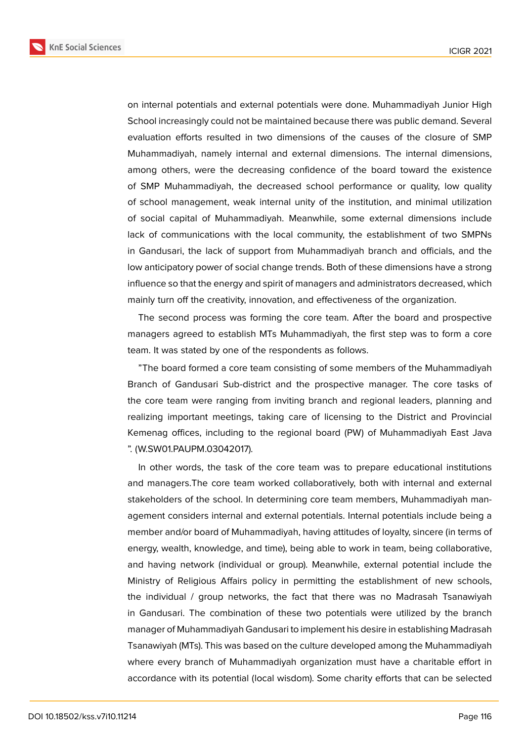on internal potentials and external potentials were done. Muhammadiyah Junior High School increasingly could not be maintained because there was public demand. Several evaluation efforts resulted in two dimensions of the causes of the closure of SMP Muhammadiyah, namely internal and external dimensions. The internal dimensions, among others, were the decreasing confidence of the board toward the existence of SMP Muhammadiyah, the decreased school performance or quality, low quality of school management, weak internal unity of the institution, and minimal utilization of social capital of Muhammadiyah. Meanwhile, some external dimensions include lack of communications with the local community, the establishment of two SMPNs in Gandusari, the lack of support from Muhammadiyah branch and officials, and the low anticipatory power of social change trends. Both of these dimensions have a strong influence so that the energy and spirit of managers and administrators decreased, which mainly turn off the creativity, innovation, and effectiveness of the organization.

The second process was forming the core team. After the board and prospective managers agreed to establish MTs Muhammadiyah, the first step was to form a core team. It was stated by one of the respondents as follows.

"The board formed a core team consisting of some members of the Muhammadiyah Branch of Gandusari Sub-district and the prospective manager. The core tasks of the core team were ranging from inviting branch and regional leaders, planning and realizing important meetings, taking care of licensing to the District and Provincial Kemenag offices, including to the regional board (PW) of Muhammadiyah East Java ". (W.SW01.PAUPM.03042017).

In other words, the task of the core team was to prepare educational institutions and managers.The core team worked collaboratively, both with internal and external stakeholders of the school. In determining core team members, Muhammadiyah management considers internal and external potentials. Internal potentials include being a member and/or board of Muhammadiyah, having attitudes of loyalty, sincere (in terms of energy, wealth, knowledge, and time), being able to work in team, being collaborative, and having network (individual or group). Meanwhile, external potential include the Ministry of Religious Affairs policy in permitting the establishment of new schools, the individual / group networks, the fact that there was no Madrasah Tsanawiyah in Gandusari. The combination of these two potentials were utilized by the branch manager of Muhammadiyah Gandusari to implement his desire in establishing Madrasah Tsanawiyah (MTs). This was based on the culture developed among the Muhammadiyah where every branch of Muhammadiyah organization must have a charitable effort in accordance with its potential (local wisdom). Some charity efforts that can be selected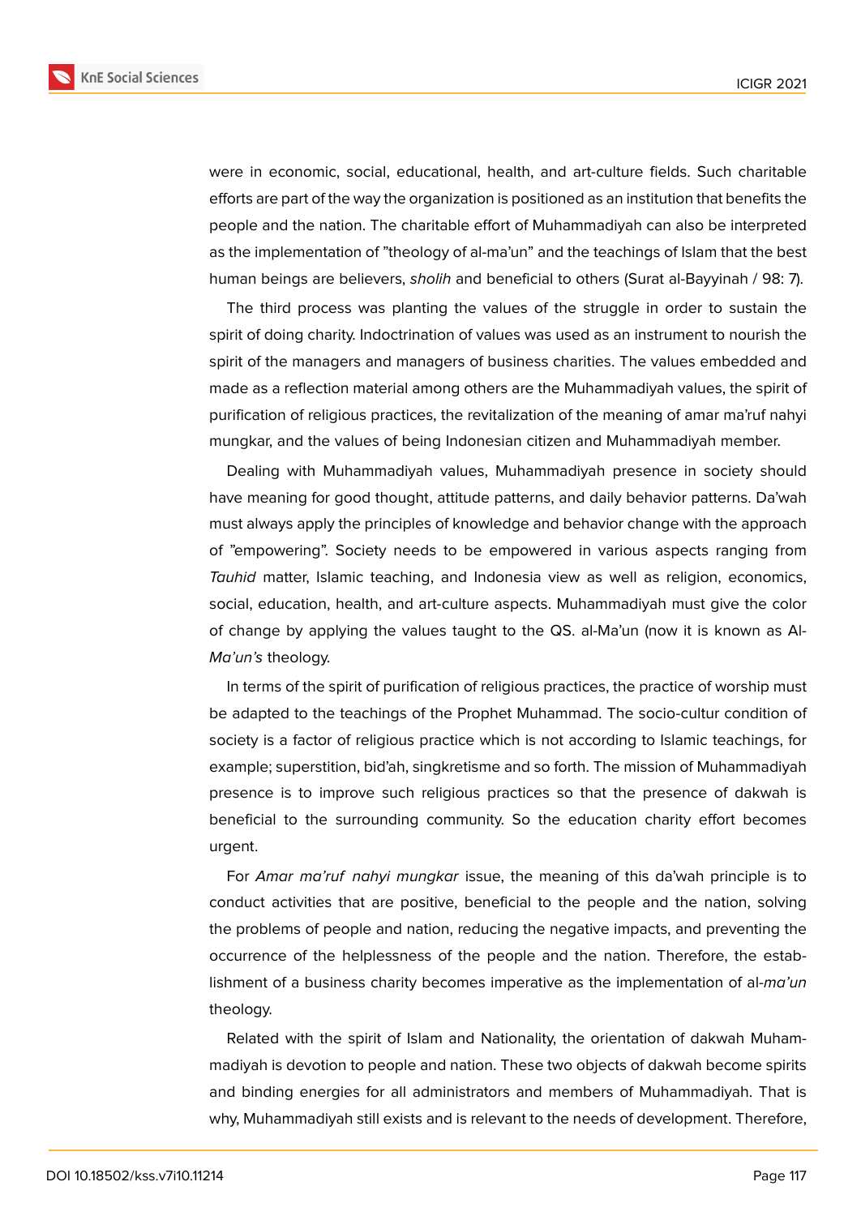were in economic, social, educational, health, and art-culture fields. Such charitable efforts are part of the way the organization is positioned as an institution that benefits the people and the nation. The charitable effort of Muhammadiyah can also be interpreted as the implementation of "theology of al-ma'un" and the teachings of Islam that the best human beings are believers, *sholih* and beneficial to others (Surat al-Bayyinah / 98: 7).

The third process was planting the values of the struggle in order to sustain the spirit of doing charity. Indoctrination of values was used as an instrument to nourish the spirit of the managers and managers of business charities. The values embedded and made as a reflection material among others are the Muhammadiyah values, the spirit of purification of religious practices, the revitalization of the meaning of amar ma'ruf nahyi mungkar, and the values of being Indonesian citizen and Muhammadiyah member.

Dealing with Muhammadiyah values, Muhammadiyah presence in society should have meaning for good thought, attitude patterns, and daily behavior patterns. Da'wah must always apply the principles of knowledge and behavior change with the approach of "empowering". Society needs to be empowered in various aspects ranging from *Tauhid* matter, Islamic teaching, and Indonesia view as well as religion, economics, social, education, health, and art-culture aspects. Muhammadiyah must give the color of change by applying the values taught to the QS. al-Ma'un (now it is known as Al-*Ma'un's* theology.

In terms of the spirit of purification of religious practices, the practice of worship must be adapted to the teachings of the Prophet Muhammad. The socio-cultur condition of society is a factor of religious practice which is not according to Islamic teachings, for example; superstition, bid'ah, singkretisme and so forth. The mission of Muhammadiyah presence is to improve such religious practices so that the presence of dakwah is beneficial to the surrounding community. So the education charity effort becomes urgent.

For *Amar ma'ruf nahyi mungkar* issue, the meaning of this da'wah principle is to conduct activities that are positive, beneficial to the people and the nation, solving the problems of people and nation, reducing the negative impacts, and preventing the occurrence of the helplessness of the people and the nation. Therefore, the establishment of a business charity becomes imperative as the implementation of al-*ma'un* theology.

Related with the spirit of Islam and Nationality, the orientation of dakwah Muhammadiyah is devotion to people and nation. These two objects of dakwah become spirits and binding energies for all administrators and members of Muhammadiyah. That is why, Muhammadiyah still exists and is relevant to the needs of development. Therefore,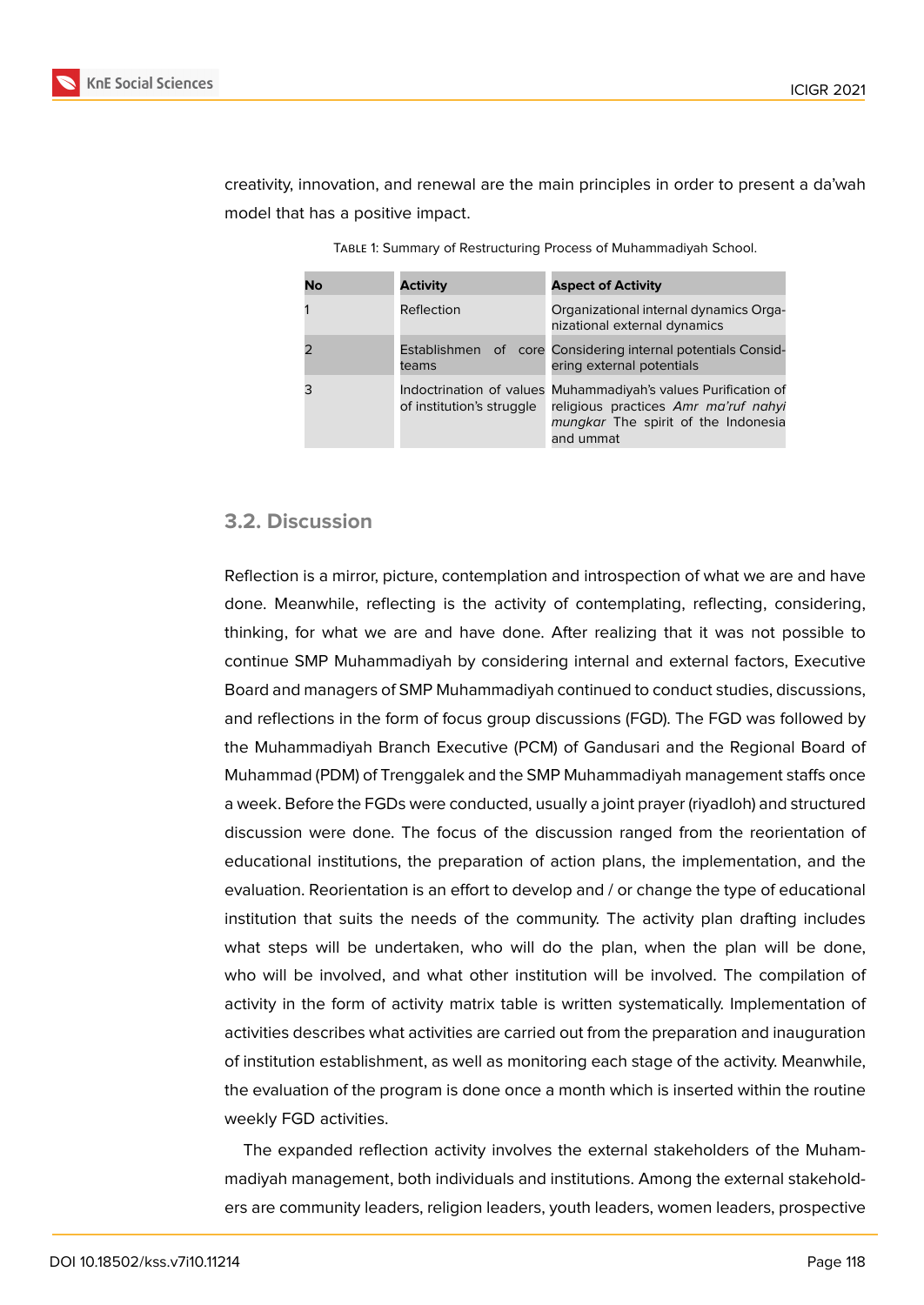creativity, innovation, and renewal are the main principles in order to present a da'wah model that has a positive impact.

Table 1: Summary of Restructuring Process of Muhammadiyah School.

| No | Activity | Aspect of Activity |
|---|---|---|
| 1 | Reflection | Organizational internal dynamics Organizational external dynamics |
| 2 | Establishmen of core teams | Considering internal potentials Considering external potentials |
| 3 | Indoctrination of values of institution's struggle | Muhammadiyah's values Purification of religious practices *Amr ma'ruf nahyi mungkar* The spirit of the Indonesia and ummat |

## 3.2. Discussion

Reflection is a mirror, picture, contemplation and introspection of what we are and have done. Meanwhile, reflecting is the activity of contemplating, reflecting, considering, thinking, for what we are and have done. After realizing that it was not possible to continue SMP Muhammadiyah by considering internal and external factors, Executive Board and managers of SMP Muhammadiyah continued to conduct studies, discussions, and reflections in the form of focus group discussions (FGD). The FGD was followed by the Muhammadiyah Branch Executive (PCM) of Gandusari and the Regional Board of Muhammad (PDM) of Trenggalek and the SMP Muhammadiyah management staffs once a week. Before the FGDs were conducted, usually a joint prayer (riyadloh) and structured discussion were done. The focus of the discussion ranged from the reorientation of educational institutions, the preparation of action plans, the implementation, and the evaluation. Reorientation is an effort to develop and / or change the type of educational institution that suits the needs of the community. The activity plan drafting includes what steps will be undertaken, who will do the plan, when the plan will be done, who will be involved, and what other institution will be involved. The compilation of activity in the form of activity matrix table is written systematically. Implementation of activities describes what activities are carried out from the preparation and inauguration of institution establishment, as well as monitoring each stage of the activity. Meanwhile, the evaluation of the program is done once a month which is inserted within the routine weekly FGD activities.

The expanded reflection activity involves the external stakeholders of the Muhammadiyah management, both individuals and institutions. Among the external stakeholders are community leaders, religion leaders, youth leaders, women leaders, prospective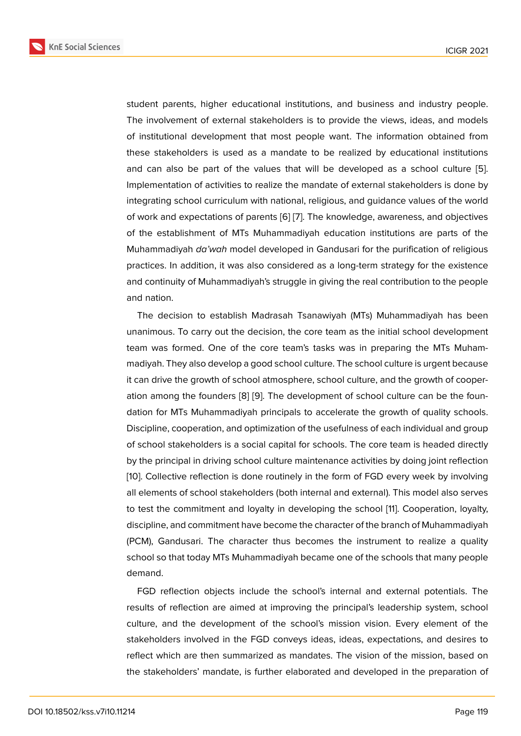student parents, higher educational institutions, and business and industry people. The involvement of external stakeholders is to provide the views, ideas, and models of institutional development that most people want. The information obtained from these stakeholders is used as a mandate to be realized by educational institutions and can also be part of the values that will be developed as a school culture [5]. Implementation of activities to realize the mandate of external stakeholders is done by integrating school curriculum with national, religious, and guidance values of the world of work and expectations of parents [6] [7]. The knowledge, awareness, and objectives of the establishment of MTs Muhammadiyah education institutions are parts of the Muhammadiyah *da'wah* model developed in Gandusari for the purification of religious practices. In addition, it was also considered as a long-term strategy for the existence and continuity of Muhammadiyah's struggle in giving the real contribution to the people and nation.

The decision to establish Madrasah Tsanawiyah (MTs) Muhammadiyah has been unanimous. To carry out the decision, the core team as the initial school development team was formed. One of the core team's tasks was in preparing the MTs Muhammadiyah. They also develop a good school culture. The school culture is urgent because it can drive the growth of school atmosphere, school culture, and the growth of cooperation among the founders [8] [9]. The development of school culture can be the foundation for MTs Muhammadiyah principals to accelerate the growth of quality schools. Discipline, cooperation, and optimization of the usefulness of each individual and group of school stakeholders is a social capital for schools. The core team is headed directly by the principal in driving school culture maintenance activities by doing joint reflection [10]. Collective reflection is done routinely in the form of FGD every week by involving all elements of school stakeholders (both internal and external). This model also serves to test the commitment and loyalty in developing the school [11]. Cooperation, loyalty, discipline, and commitment have become the character of the branch of Muhammadiyah (PCM), Gandusari. The character thus becomes the instrument to realize a quality school so that today MTs Muhammadiyah became one of the schools that many people demand.

FGD reflection objects include the school's internal and external potentials. The results of reflection are aimed at improving the principal's leadership system, school culture, and the development of the school's mission vision. Every element of the stakeholders involved in the FGD conveys ideas, ideas, expectations, and desires to reflect which are then summarized as mandates. The vision of the mission, based on the stakeholders' mandate, is further elaborated and developed in the preparation of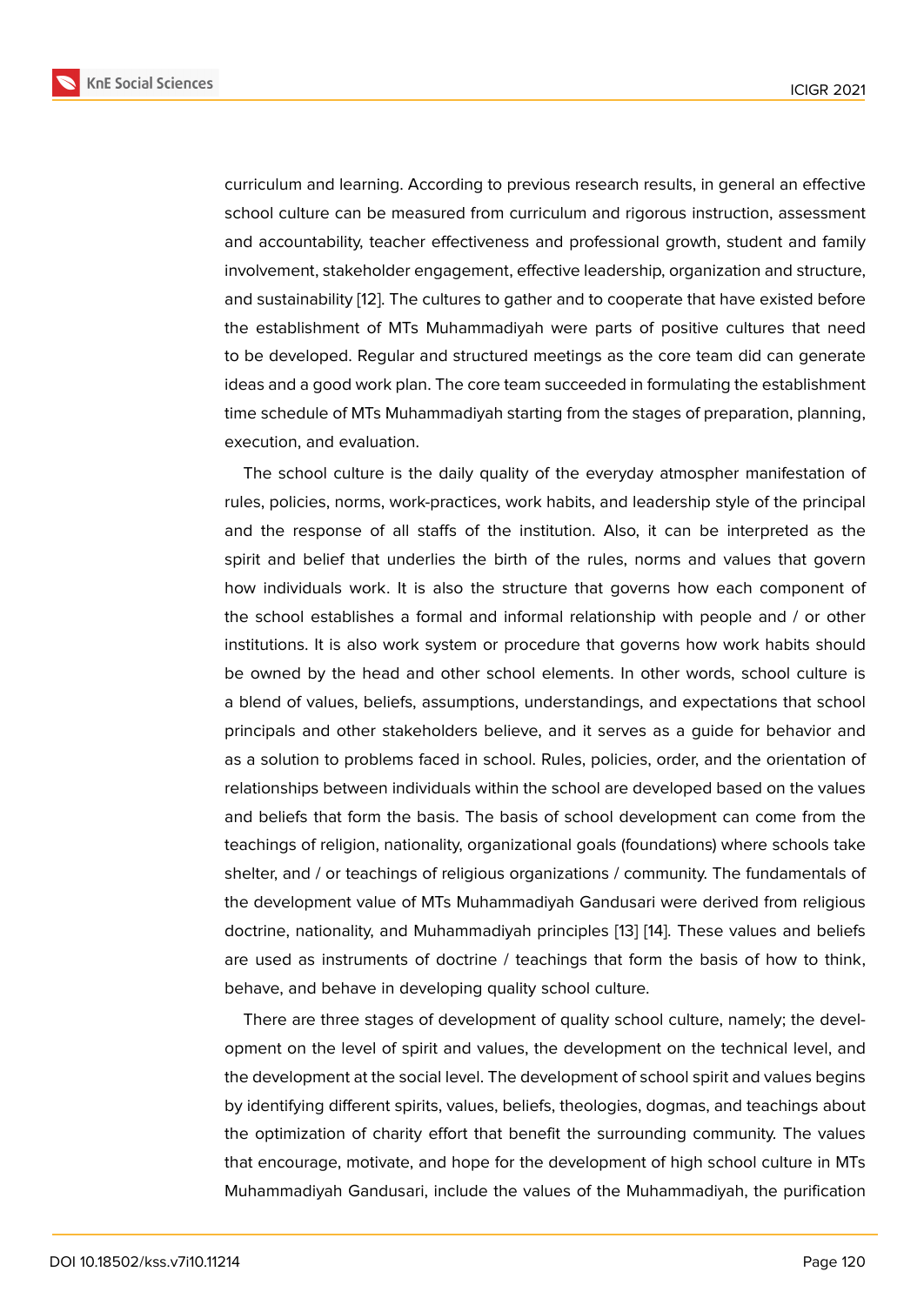curriculum and learning. According to previous research results, in general an effective school culture can be measured from curriculum and rigorous instruction, assessment and accountability, teacher effectiveness and professional growth, student and family involvement, stakeholder engagement, effective leadership, organization and structure, and sustainability [12]. The cultures to gather and to cooperate that have existed before the establishment of MTs Muhammadiyah were parts of positive cultures that need to be developed. Regular and structured meetings as the core team did can generate ideas and a good work plan. The core team succeeded in formulating the establishment time schedule of MTs Muhammadiyah starting from the stages of preparation, planning, execution, and evaluation.

The school culture is the daily quality of the everyday atmospher manifestation of rules, policies, norms, work-practices, work habits, and leadership style of the principal and the response of all staffs of the institution. Also, it can be interpreted as the spirit and belief that underlies the birth of the rules, norms and values that govern how individuals work. It is also the structure that governs how each component of the school establishes a formal and informal relationship with people and / or other institutions. It is also work system or procedure that governs how work habits should be owned by the head and other school elements. In other words, school culture is a blend of values, beliefs, assumptions, understandings, and expectations that school principals and other stakeholders believe, and it serves as a guide for behavior and as a solution to problems faced in school. Rules, policies, order, and the orientation of relationships between individuals within the school are developed based on the values and beliefs that form the basis. The basis of school development can come from the teachings of religion, nationality, organizational goals (foundations) where schools take shelter, and / or teachings of religious organizations / community. The fundamentals of the development value of MTs Muhammadiyah Gandusari were derived from religious doctrine, nationality, and Muhammadiyah principles [13] [14]. These values and beliefs are used as instruments of doctrine / teachings that form the basis of how to think, behave, and behave in developing quality school culture.

There are three stages of development of quality school culture, namely; the development on the level of spirit and values, the development on the technical level, and the development at the social level. The development of school spirit and values begins by identifying different spirits, values, beliefs, theologies, dogmas, and teachings about the optimization of charity effort that benefit the surrounding community. The values that encourage, motivate, and hope for the development of high school culture in MTs Muhammadiyah Gandusari, include the values of the Muhammadiyah, the purification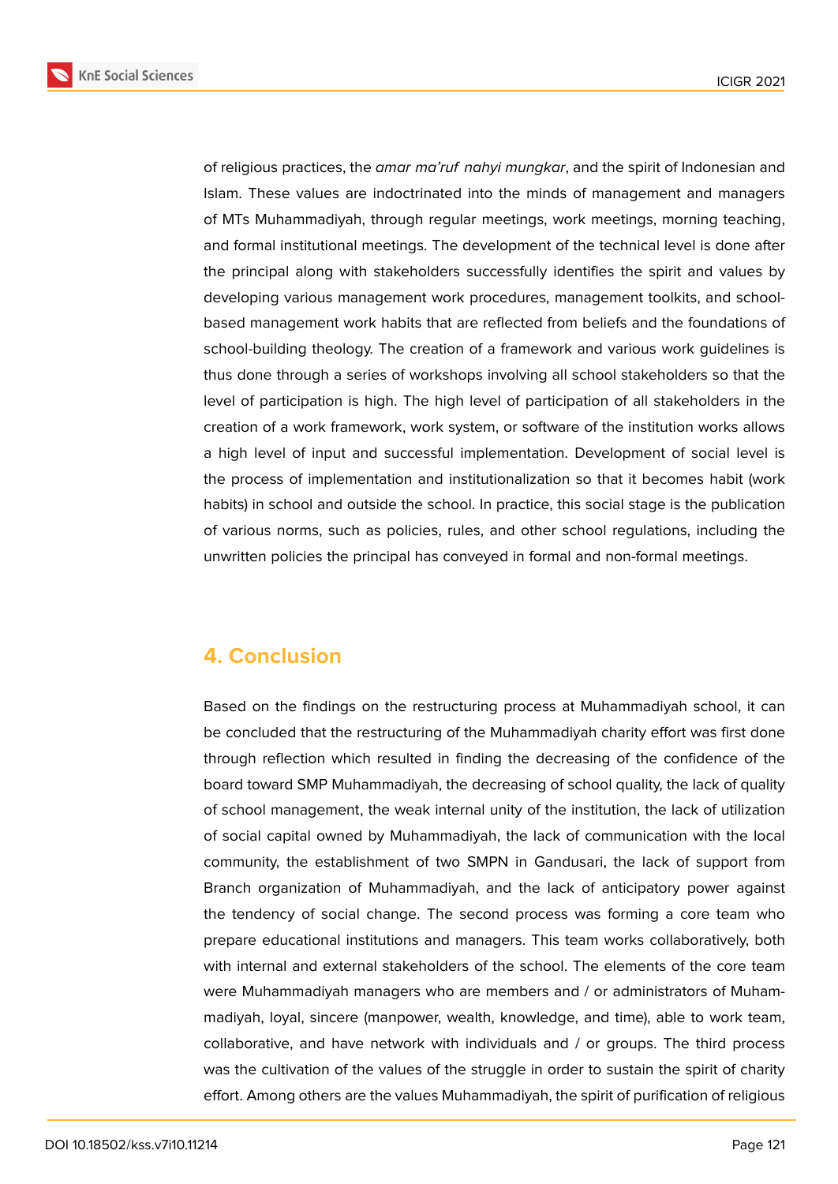of religious practices, the *amar ma'ruf nahyi mungkar*, and the spirit of Indonesian and Islam. These values are indoctrinated into the minds of management and managers of MTs Muhammadiyah, through regular meetings, work meetings, morning teaching, and formal institutional meetings. The development of the technical level is done after the principal along with stakeholders successfully identifies the spirit and values by developing various management work procedures, management toolkits, and school-based management work habits that are reflected from beliefs and the foundations of school-building theology. The creation of a framework and various work guidelines is thus done through a series of workshops involving all school stakeholders so that the level of participation is high. The high level of participation of all stakeholders in the creation of a work framework, work system, or software of the institution works allows a high level of input and successful implementation. Development of social level is the process of implementation and institutionalization so that it becomes habit (work habits) in school and outside the school. In practice, this social stage is the publication of various norms, such as policies, rules, and other school regulations, including the unwritten policies the principal has conveyed in formal and non-formal meetings.

## 4. Conclusion

Based on the findings on the restructuring process at Muhammadiyah school, it can be concluded that the restructuring of the Muhammadiyah charity effort was first done through reflection which resulted in finding the decreasing of the confidence of the board toward SMP Muhammadiyah, the decreasing of school quality, the lack of quality of school management, the weak internal unity of the institution, the lack of utilization of social capital owned by Muhammadiyah, the lack of communication with the local community, the establishment of two SMPN in Gandusari, the lack of support from Branch organization of Muhammadiyah, and the lack of anticipatory power against the tendency of social change. The second process was forming a core team who prepare educational institutions and managers. This team works collaboratively, both with internal and external stakeholders of the school. The elements of the core team were Muhammadiyah managers who are members and / or administrators of Muhammadiyah, loyal, sincere (manpower, wealth, knowledge, and time), able to work team, collaborative, and have network with individuals and / or groups. The third process was the cultivation of the values of the struggle in order to sustain the spirit of charity effort. Among others are the values Muhammadiyah, the spirit of purification of religious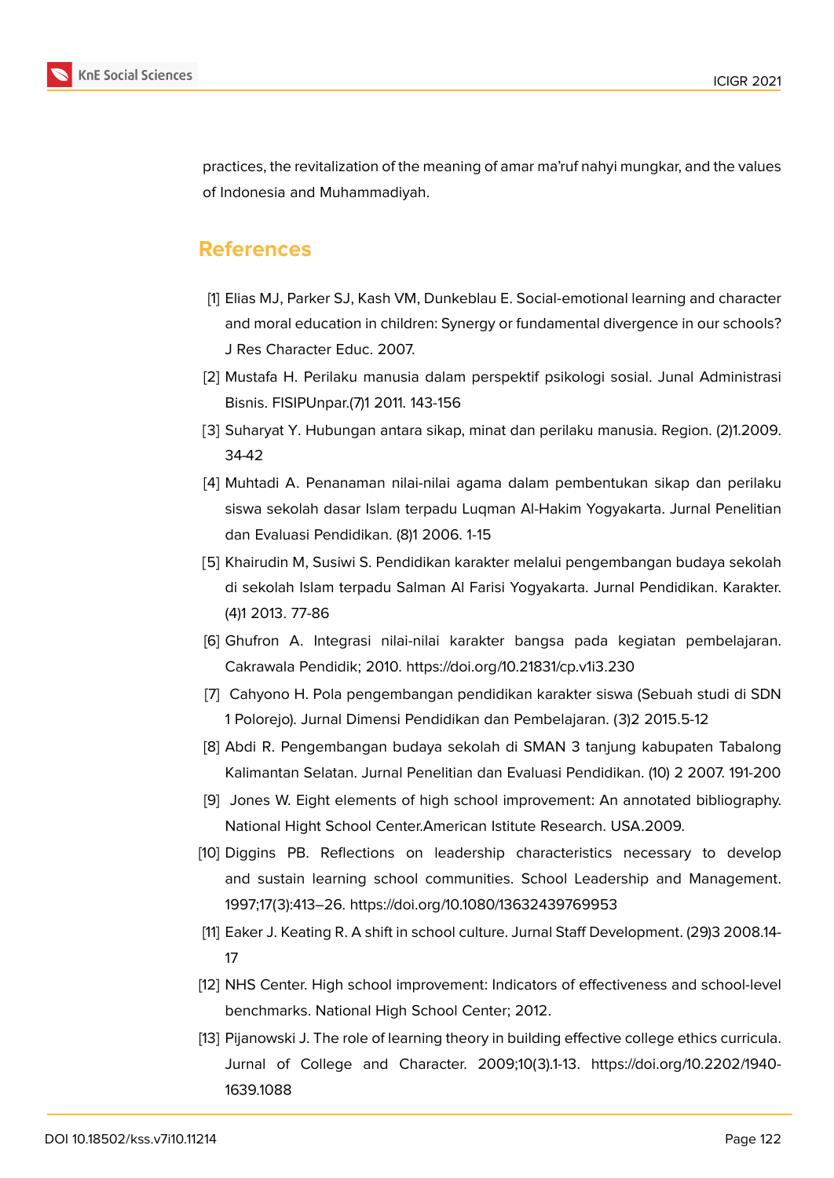practices, the revitalization of the meaning of amar ma'ruf nahyi mungkar, and the values of Indonesia and Muhammadiyah.

## References

[1] Elias MJ, Parker SJ, Kash VM, Dunkeblau E. Social-emotional learning and character and moral education in children: Synergy or fundamental divergence in our schools? J Res Character Educ. 2007.

[2] Mustafa H. Perilaku manusia dalam perspektif psikologi sosial. Junal Administrasi Bisnis. FISIPUnpar.(7)1 2011. 143-156

[3] Suharyat Y. Hubungan antara sikap, minat dan perilaku manusia. Region. (2)1.2009. 34-42

[4] Muhtadi A. Penanaman nilai-nilai agama dalam pembentukan sikap dan perilaku siswa sekolah dasar Islam terpadu Luqman Al-Hakim Yogyakarta. Jurnal Penelitian dan Evaluasi Pendidikan. (8)1 2006. 1-15

[5] Khairudin M, Susiwi S. Pendidikan karakter melalui pengembangan budaya sekolah di sekolah Islam terpadu Salman Al Farisi Yogyakarta. Jurnal Pendidikan. Karakter. (4)1 2013. 77-86

[6] Ghufron A. Integrasi nilai-nilai karakter bangsa pada kegiatan pembelajaran. Cakrawala Pendidik; 2010. https://doi.org/10.21831/cp.v1i3.230

[7] Cahyono H. Pola pengembangan pendidikan karakter siswa (Sebuah studi di SDN 1 Polorejo). Jurnal Dimensi Pendidikan dan Pembelajaran. (3)2 2015.5-12

[8] Abdi R. Pengembangan budaya sekolah di SMAN 3 tanjung kabupaten Tabalong Kalimantan Selatan. Jurnal Penelitian dan Evaluasi Pendidikan. (10) 2 2007. 191-200

[9] Jones W. Eight elements of high school improvement: An annotated bibliography. National Hight School Center.American Istitute Research. USA.2009.

[10] Diggins PB. Reflections on leadership characteristics necessary to develop and sustain learning school communities. School Leadership and Management. 1997;17(3):413–26. https://doi.org/10.1080/13632439769953

[11] Eaker J. Keating R. A shift in school culture. Jurnal Staff Development. (29)3 2008.14-17

[12] NHS Center. High school improvement: Indicators of effectiveness and school-level benchmarks. National High School Center; 2012.

[13] Pijanowski J. The role of learning theory in building effective college ethics curricula. Jurnal of College and Character. 2009;10(3).1-13. https://doi.org/10.2202/1940-1639.1088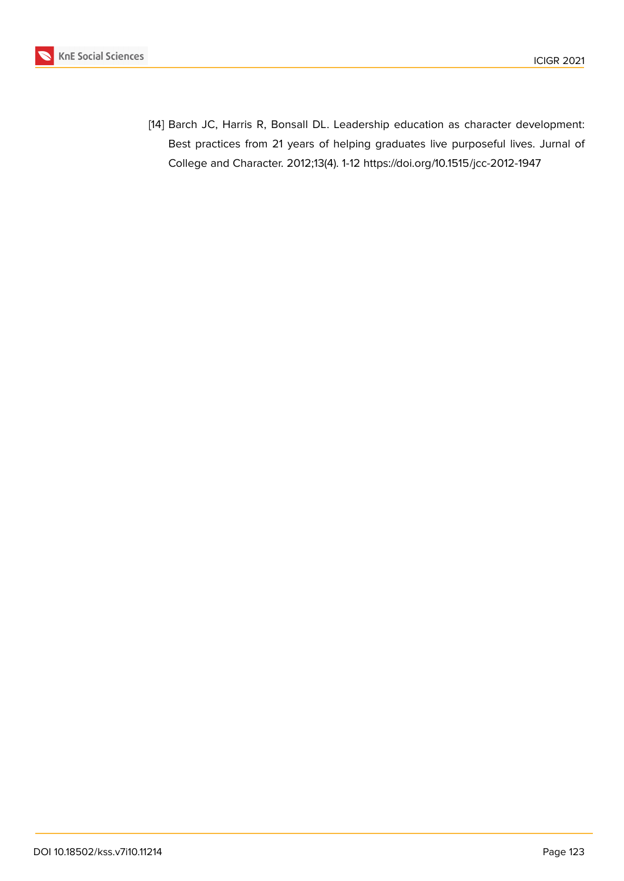[14] Barch JC, Harris R, Bonsall DL. Leadership education as character development: Best practices from 21 years of helping graduates live purposeful lives. Jurnal of College and Character. 2012;13(4). 1-12 https://doi.org/10.1515/jcc-2012-1947